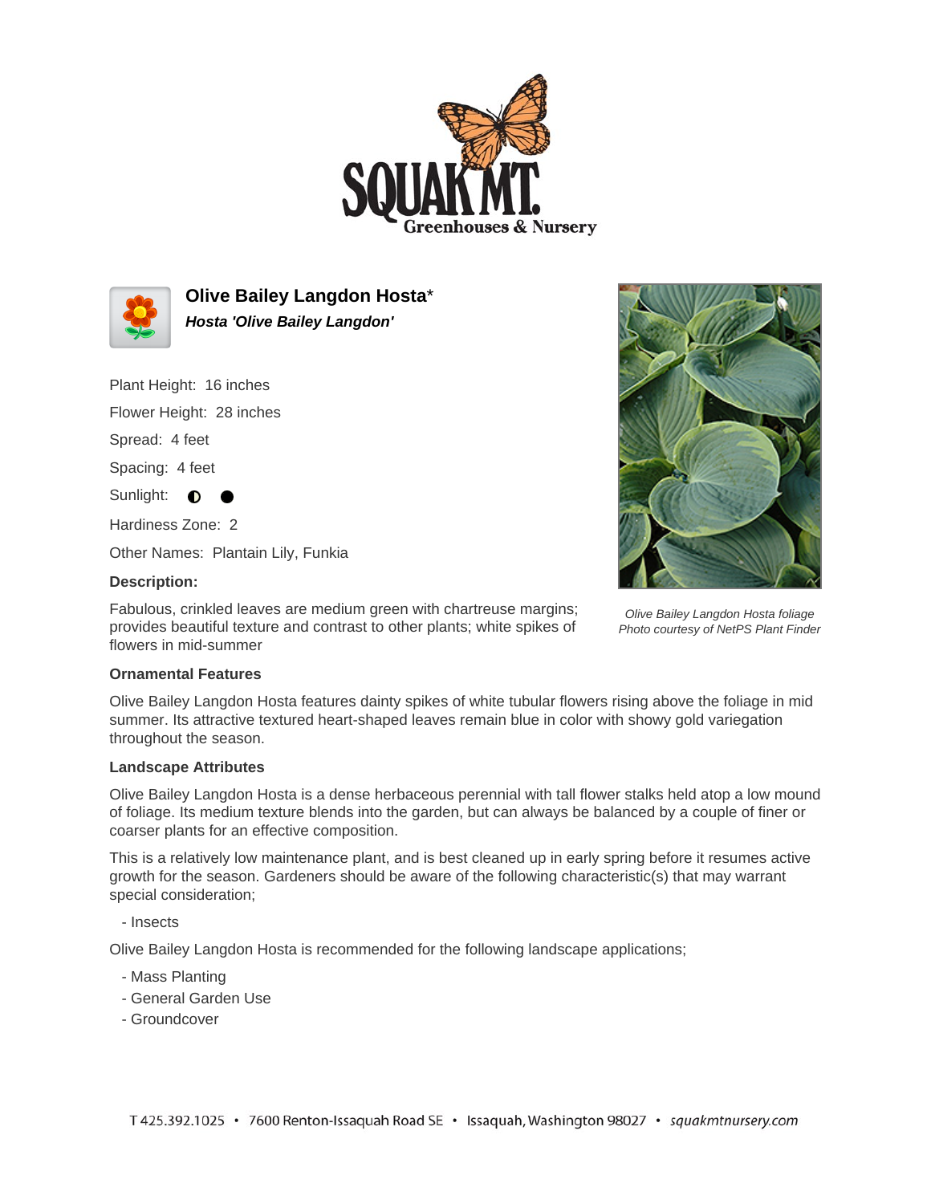# Olive Bailey Langdon Hosta*

***Hosta 'Olive Bailey Langdon'***

Plant Height: 16 inches

Flower Height: 28 inches

Spread: 4 feet

Spacing: 4 feet

Sunlight: ◐ ●

Hardiness Zone: 2

Other Names: Plantain Lily, Funkia

**Description:**

Fabulous, crinkled leaves are medium green with chartreuse margins; provides beautiful texture and contrast to other plants; white spikes of flowers in mid-summer

*Olive Bailey Langdon Hosta foliage*
*Photo courtesy of NetPS Plant Finder*

**Ornamental Features**

Olive Bailey Langdon Hosta features dainty spikes of white tubular flowers rising above the foliage in mid summer. Its attractive textured heart-shaped leaves remain blue in color with showy gold variegation throughout the season.

**Landscape Attributes**

Olive Bailey Langdon Hosta is a dense herbaceous perennial with tall flower stalks held atop a low mound of foliage. Its medium texture blends into the garden, but can always be balanced by a couple of finer or coarser plants for an effective composition.

This is a relatively low maintenance plant, and is best cleaned up in early spring before it resumes active growth for the season. Gardeners should be aware of the following characteristic(s) that may warrant special consideration;

- Insects

Olive Bailey Langdon Hosta is recommended for the following landscape applications;

- Mass Planting
- General Garden Use
- Groundcover

T 425.392.1025 • 7600 Renton-Issaquah Road SE • Issaquah, Washington 98027 • squakmtnursery.com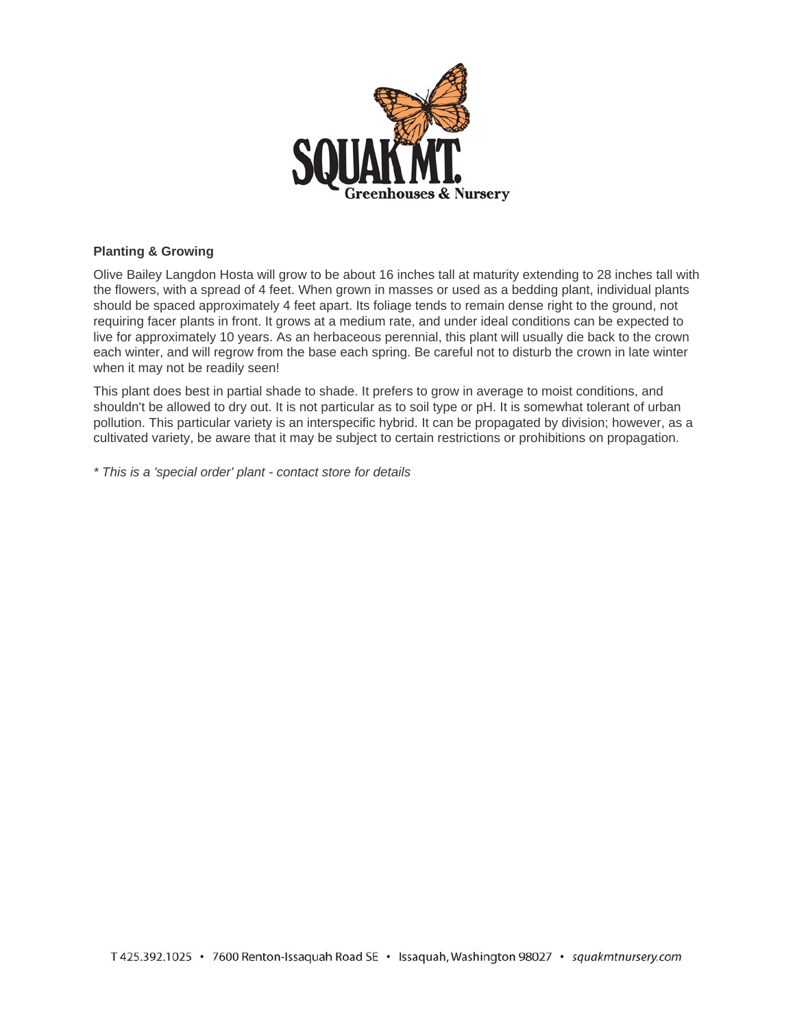## Planting & Growing

Olive Bailey Langdon Hosta will grow to be about 16 inches tall at maturity extending to 28 inches tall with the flowers, with a spread of 4 feet. When grown in masses or used as a bedding plant, individual plants should be spaced approximately 4 feet apart. Its foliage tends to remain dense right to the ground, not requiring facer plants in front. It grows at a medium rate, and under ideal conditions can be expected to live for approximately 10 years. As an herbaceous perennial, this plant will usually die back to the crown each winter, and will regrow from the base each spring. Be careful not to disturb the crown in late winter when it may not be readily seen!

This plant does best in partial shade to shade. It prefers to grow in average to moist conditions, and shouldn't be allowed to dry out. It is not particular as to soil type or pH. It is somewhat tolerant of urban pollution. This particular variety is an interspecific hybrid. It can be propagated by division; however, as a cultivated variety, be aware that it may be subject to certain restrictions or prohibitions on propagation.

*\* This is a 'special order' plant - contact store for details*